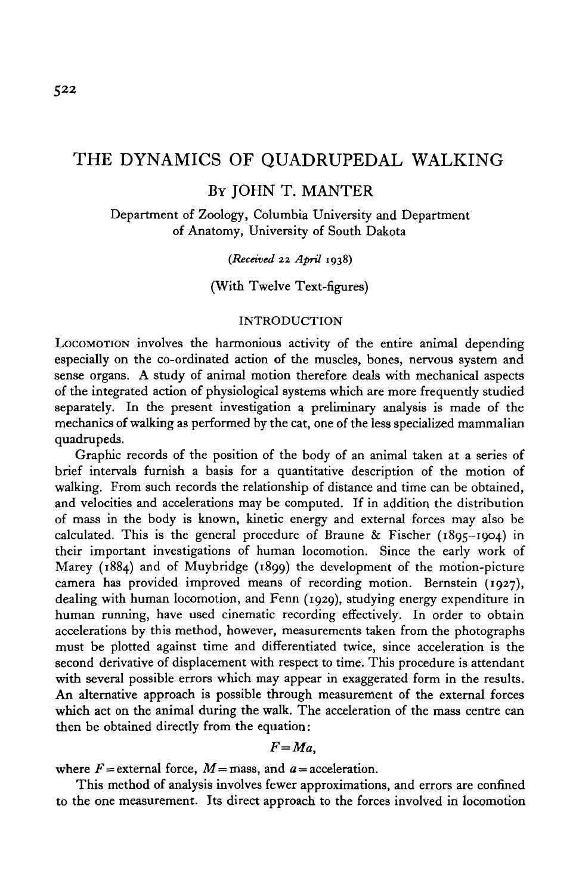# THE DYNAMICS OF QUADRUPEDAL WALKING

By JOHN T. MANTER

Department of Zoology, Columbia University and Department of Anatomy, University of South Dakota

*(Received 22 April 1938)*

(With Twelve Text-figures)

## INTRODUCTION

Locomotion involves the harmonious activity of the entire animal depending especially on the co-ordinated action of the muscles, bones, nervous system and sense organs. A study of animal motion therefore deals with mechanical aspects of the integrated action of physiological systems which are more frequently studied separately. In the present investigation a preliminary analysis is made of the mechanics of walking as performed by the cat, one of the less specialized mammalian quadrupeds.

Graphic records of the position of the body of an animal taken at a series of brief intervals furnish a basis for a quantitative description of the motion of walking. From such records the relationship of distance and time can be obtained, and velocities and accelerations may be computed. If in addition the distribution of mass in the body is known, kinetic energy and external forces may also be calculated. This is the general procedure of Braune & Fischer (1895–1904) in their important investigations of human locomotion. Since the early work of Marey (1884) and of Muybridge (1899) the development of the motion-picture camera has provided improved means of recording motion. Bernstein (1927), dealing with human locomotion, and Fenn (1929), studying energy expenditure in human running, have used cinematic recording effectively. In order to obtain accelerations by this method, however, measurements taken from the photographs must be plotted against time and differentiated twice, since acceleration is the second derivative of displacement with respect to time. This procedure is attendant with several possible errors which may appear in exaggerated form in the results. An alternative approach is possible through measurement of the external forces which act on the animal during the walk. The acceleration of the mass centre can then be obtained directly from the equation:

$$F = Ma,$$

where $F$ = external force, $M$ = mass, and $a$ = acceleration.

This method of analysis involves fewer approximations, and errors are confined to the one measurement. Its direct approach to the forces involved in locomotion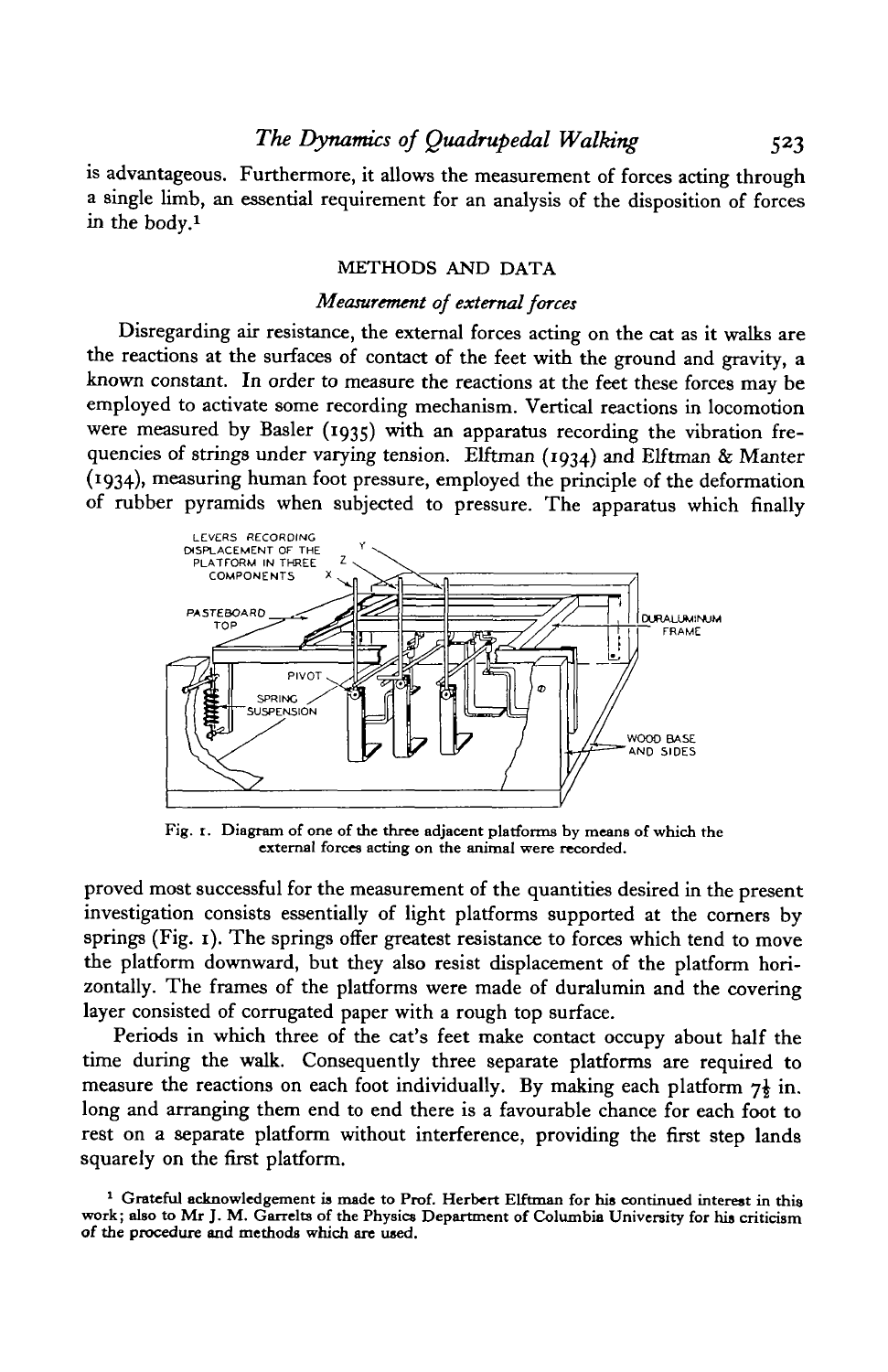is advantageous. Furthermore, it allows the measurement of forces acting through a single limb, an essential requirement for an analysis of the disposition of forces in the body.[1]

## METHODS AND DATA

### *Measurement of external forces*

Disregarding air resistance, the external forces acting on the cat as it walks are the reactions at the surfaces of contact of the feet with the ground and gravity, a known constant. In order to measure the reactions at the feet these forces may be employed to activate some recording mechanism. Vertical reactions in locomotion were measured by Basler (1935) with an apparatus recording the vibration frequencies of strings under varying tension. Elftman (1934) and Elftman & Manter (1934), measuring human foot pressure, employed the principle of the deformation of rubber pyramids when subjected to pressure. The apparatus which finally proved most successful for the measurement of the quantities desired in the present investigation consists essentially of light platforms supported at the corners by springs (Fig. 1). The springs offer greatest resistance to forces which tend to move the platform downward, but they also resist displacement of the platform horizontally. The frames of the platforms were made of duralumin and the covering layer consisted of corrugated paper with a rough top surface.

Fig. 1. Diagram of one of the three adjacent platforms by means of which the external forces acting on the animal were recorded.

Periods in which three of the cat's feet make contact occupy about half the time during the walk. Consequently three separate platforms are required to measure the reactions on each foot individually. By making each platform 7½ in. long and arranging them end to end there is a favourable chance for each foot to rest on a separate platform without interference, providing the first step lands squarely on the first platform.

[1] Grateful acknowledgement is made to Prof. Herbert Elftman for his continued interest in this work; also to Mr J. M. Garrelts of the Physics Department of Columbia University for his criticism of the procedure and methods which are used.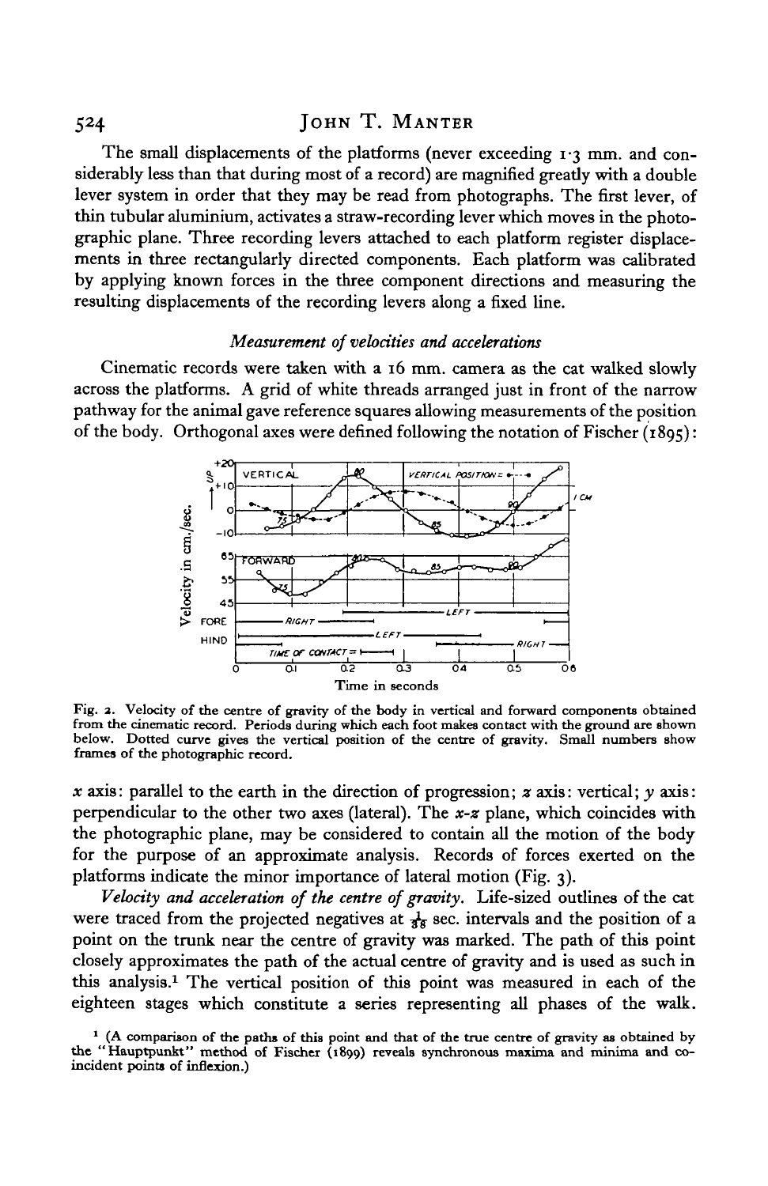The small displacements of the platforms (never exceeding 1·3 mm. and considerably less than that during most of a record) are magnified greatly with a double lever system in order that they may be read from photographs. The first lever, of thin tubular aluminium, activates a straw-recording lever which moves in the photographic plane. Three recording levers attached to each platform register displacements in three rectangularly directed components. Each platform was calibrated by applying known forces in the three component directions and measuring the resulting displacements of the recording levers along a fixed line.

### *Measurement of velocities and accelerations*

Cinematic records were taken with a 16 mm. camera as the cat walked slowly across the platforms. A grid of white threads arranged just in front of the narrow pathway for the animal gave reference squares allowing measurements of the position of the body. Orthogonal axes were defined following the notation of Fischer (1895):

Fig. 2. Velocity of the centre of gravity of the body in vertical and forward components obtained from the cinematic record. Periods during which each foot makes contact with the ground are shown below. Dotted curve gives the vertical position of the centre of gravity. Small numbers show frames of the photographic record.

$x$ axis: parallel to the earth in the direction of progression; $z$ axis: vertical; $y$ axis: perpendicular to the other two axes (lateral). The $x$-$z$ plane, which coincides with the photographic plane, may be considered to contain all the motion of the body for the purpose of an approximate analysis. Records of forces exerted on the platforms indicate the minor importance of lateral motion (Fig. 3).

*Velocity and acceleration of the centre of gravity.* Life-sized outlines of the cat were traced from the projected negatives at $\frac{1}{32}$ sec. intervals and the position of a point on the trunk near the centre of gravity was marked. The path of this point closely approximates the path of the actual centre of gravity and is used as such in this analysis.[1] The vertical position of this point was measured in each of the eighteen stages which constitute a series representing all phases of the walk.

[1] (A comparison of the paths of this point and that of the true centre of gravity as obtained by the "Hauptpunkt" method of Fischer (1899) reveals synchronous maxima and minima and coincident points of inflexion.)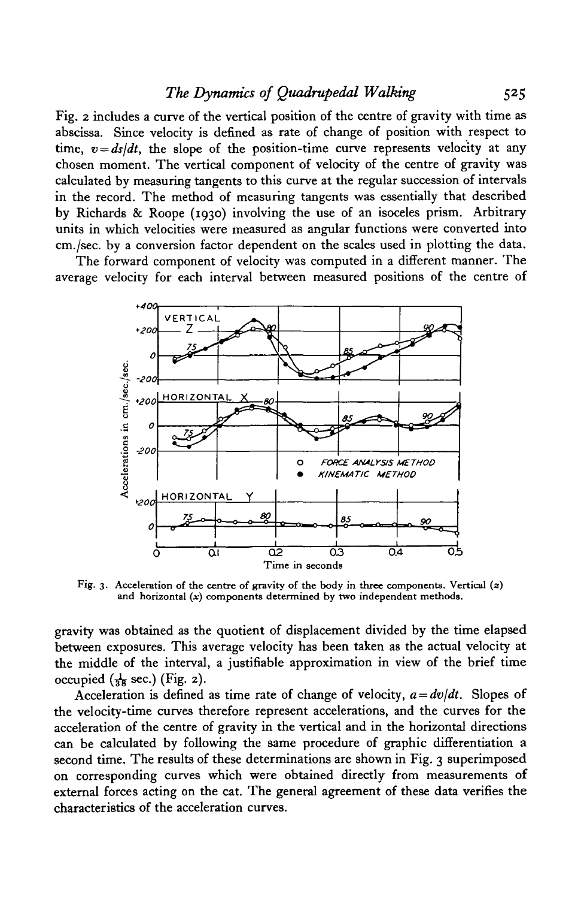Fig. 2 includes a curve of the vertical position of the centre of gravity with time as abscissa. Since velocity is defined as rate of change of position with respect to time, $v = ds/dt$, the slope of the position-time curve represents velocity at any chosen moment. The vertical component of velocity of the centre of gravity was calculated by measuring tangents to this curve at the regular succession of intervals in the record. The method of measuring tangents was essentially that described by Richards & Roope (1930) involving the use of an isoceles prism. Arbitrary units in which velocities were measured as angular functions were converted into cm./sec. by a conversion factor dependent on the scales used in plotting the data.

The forward component of velocity was computed in a different manner. The average velocity for each interval between measured positions of the centre of gravity was obtained as the quotient of displacement divided by the time elapsed between exposures. This average velocity has been taken as the actual velocity at the middle of the interval, a justifiable approximation in view of the brief time occupied ($\frac{1}{88}$ sec.) (Fig. 2).

Fig. 3. Acceleration of the centre of gravity of the body in three components. Vertical ($z$) and horizontal ($x$) components determined by two independent methods.

Acceleration is defined as time rate of change of velocity, $a = dv/dt$. Slopes of the velocity-time curves therefore represent accelerations, and the curves for the acceleration of the centre of gravity in the vertical and in the horizontal directions can be calculated by following the same procedure of graphic differentiation a second time. The results of these determinations are shown in Fig. 3 superimposed on corresponding curves which were obtained directly from measurements of external forces acting on the cat. The general agreement of these data verifies the characteristics of the acceleration curves.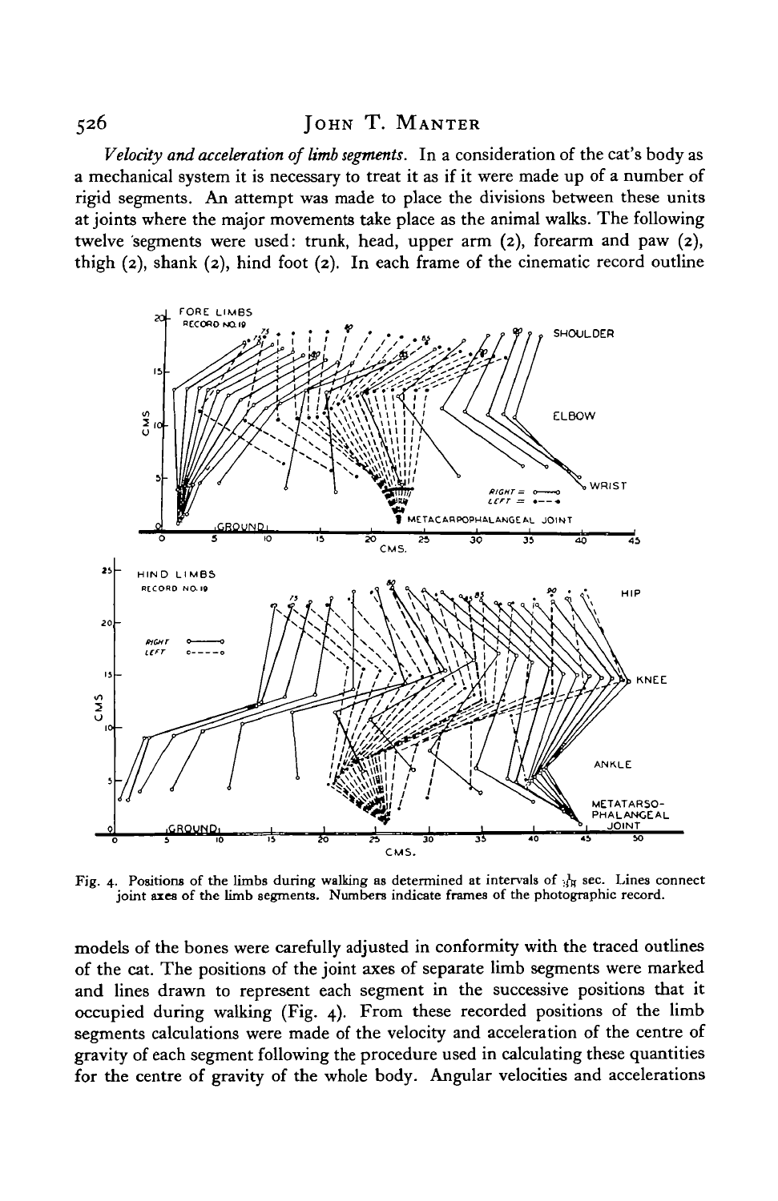*Velocity and acceleration of limb segments.* In a consideration of the cat's body as a mechanical system it is necessary to treat it as if it were made up of a number of rigid segments. An attempt was made to place the divisions between these units at joints where the major movements take place as the animal walks. The following twelve segments were used: trunk, head, upper arm (2), forearm and paw (2), thigh (2), shank (2), hind foot (2). In each frame of the cinematic record outline models of the bones were carefully adjusted in conformity with the traced outlines of the cat. The positions of the joint axes of separate limb segments were marked and lines drawn to represent each segment in the successive positions that it occupied during walking (Fig. 4). From these recorded positions of the limb segments calculations were made of the velocity and acceleration of the centre of gravity of each segment following the procedure used in calculating these quantities for the centre of gravity of the whole body. Angular velocities and accelerations

Fig. 4. Positions of the limbs during walking as determined at intervals of $\frac{1}{32}$ sec. Lines connect joint axes of the limb segments. Numbers indicate frames of the photographic record.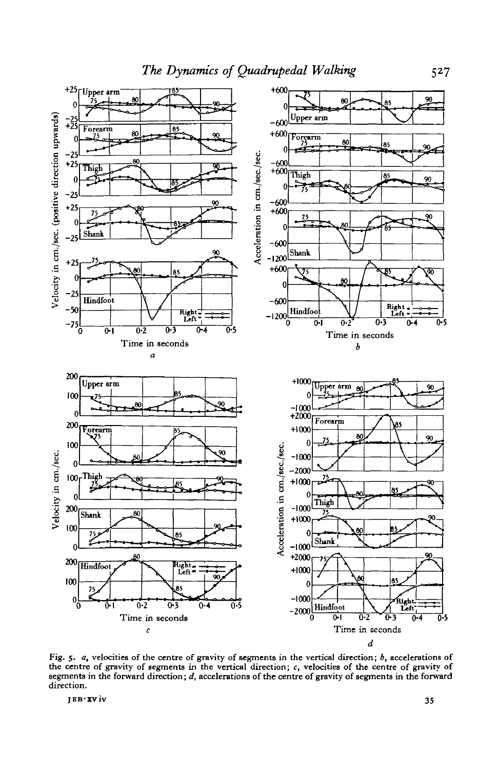Fig. 5. *a*, velocities of the centre of gravity of segments in the vertical direction; *b*, accelerations of the centre of gravity of segments in the vertical direction; *c*, velocities of the centre of gravity of segments in the forward direction; *d*, accelerations of the centre of gravity of segments in the forward direction.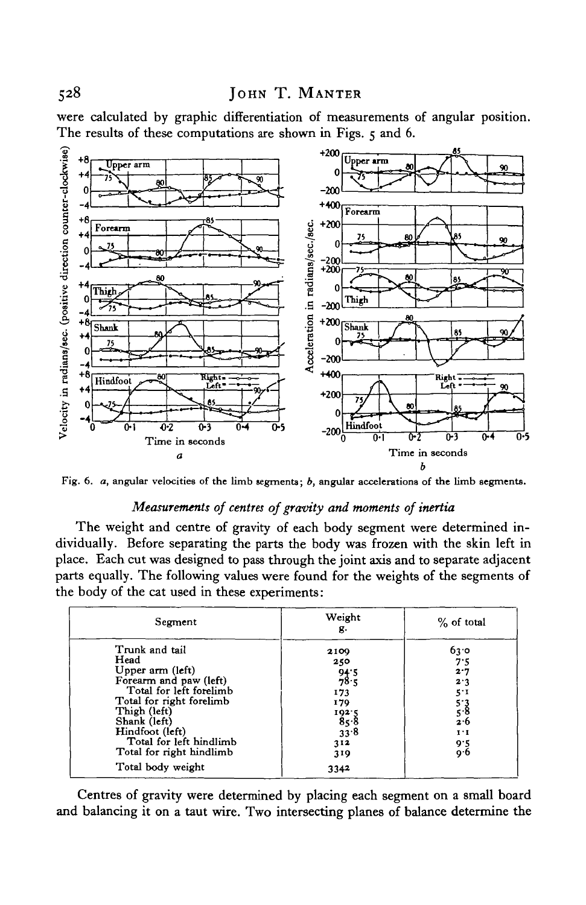were calculated by graphic differentiation of measurements of angular position. The results of these computations are shown in Figs. 5 and 6.

Fig. 6. *a*, angular velocities of the limb segments; *b*, angular accelerations of the limb segments.

### *Measurements of centres of gravity and moments of inertia*

The weight and centre of gravity of each body segment were determined individually. Before separating the parts the body was frozen with the skin left in place. Each cut was designed to pass through the joint axis and to separate adjacent parts equally. The following values were found for the weights of the segments of the body of the cat used in these experiments:

| Segment | Weight g. | % of total |
|---|---|---|
| Trunk and tail | 2109 | 63·0 |
| Head | 250 | 7·5 |
| Upper arm (left) | 94·5 | 2·7 |
| Forearm and paw (left) | 78·5 | 2·3 |
| Total for left forelimb | 173 | 5·1 |
| Total for right forelimb | 179 | 5·3 |
| Thigh (left) | 192·5 | 5·8 |
| Shank (left) | 85·8 | 2·6 |
| Hindfoot (left) | 33·8 | 1·1 |
| Total for left hindlimb | 312 | 9·5 |
| Total for right hindlimb | 319 | 9·6 |
| Total body weight | 3342 | |

Centres of gravity were determined by placing each segment on a small board and balancing it on a taut wire. Two intersecting planes of balance determine the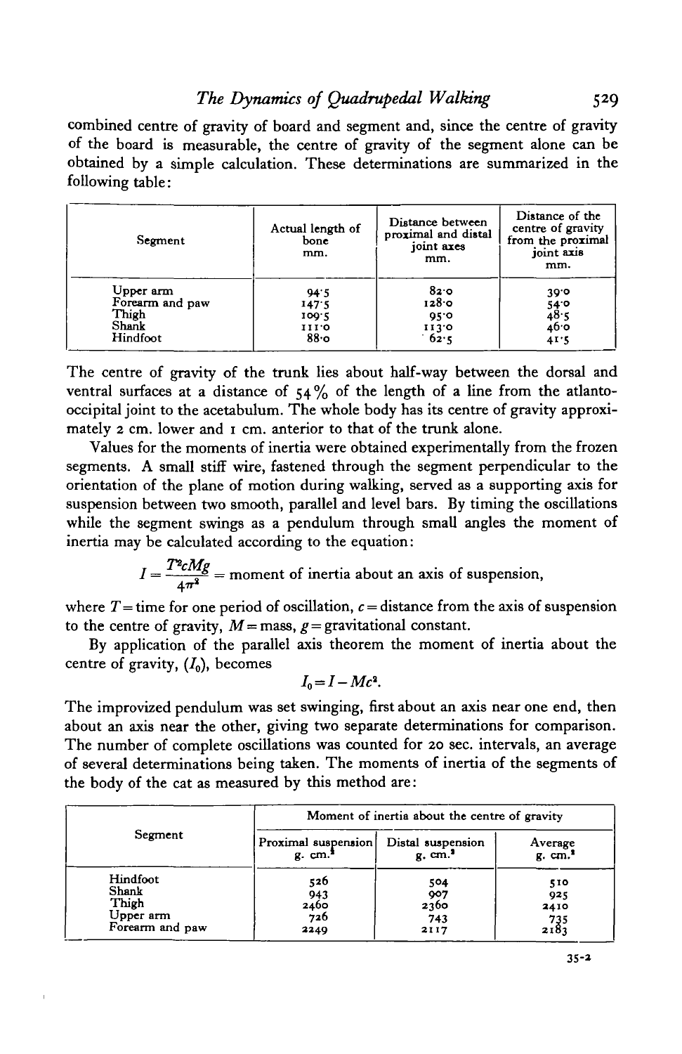combined centre of gravity of board and segment and, since the centre of gravity of the board is measurable, the centre of gravity of the segment alone can be obtained by a simple calculation. These determinations are summarized in the following table:

| Segment | Actual length of bone mm. | Distance between proximal and distal joint axes mm. | Distance of the centre of gravity from the proximal joint axis mm. |
|---|---|---|---|
| Upper arm | 94·5 | 82·0 | 39·0 |
| Forearm and paw | 147·5 | 128·0 | 54·0 |
| Thigh | 109·5 | 95·0 | 48·5 |
| Shank | 111·0 | 113·0 | 46·0 |
| Hindfoot | 88·0 | 62·5 | 41·5 |

The centre of gravity of the trunk lies about half-way between the dorsal and ventral surfaces at a distance of 54 % of the length of a line from the atlanto-occipital joint to the acetabulum. The whole body has its centre of gravity approximately 2 cm. lower and 1 cm. anterior to that of the trunk alone.

Values for the moments of inertia were obtained experimentally from the frozen segments. A small stiff wire, fastened through the segment perpendicular to the orientation of the plane of motion during walking, served as a supporting axis for suspension between two smooth, parallel and level bars. By timing the oscillations while the segment swings as a pendulum through small angles the moment of inertia may be calculated according to the equation:

$$I = \frac{T^2 cMg}{4\pi^2} = \text{moment of inertia about an axis of suspension,}$$

where $T$ = time for one period of oscillation, $c$ = distance from the axis of suspension to the centre of gravity, $M$ = mass, $g$ = gravitational constant.

By application of the parallel axis theorem the moment of inertia about the centre of gravity, ($I_0$), becomes

$$I_0 = I - Mc^2.$$

The improvized pendulum was set swinging, first about an axis near one end, then about an axis near the other, giving two separate determinations for comparison. The number of complete oscillations was counted for 20 sec. intervals, an average of several determinations being taken. The moments of inertia of the segments of the body of the cat as measured by this method are:

| Segment | Moment of inertia about the centre of gravity | | |
|---|---|---|---|
| | Proximal suspension g. cm.$^2$ | Distal suspension g. cm.$^2$ | Average g. cm.$^2$ |
| Hindfoot | 526 | 504 | 510 |
| Shank | 943 | 907 | 925 |
| Thigh | 2460 | 2360 | 2410 |
| Upper arm | 726 | 743 | 735 |
| Forearm and paw | 2249 | 2117 | 2183 |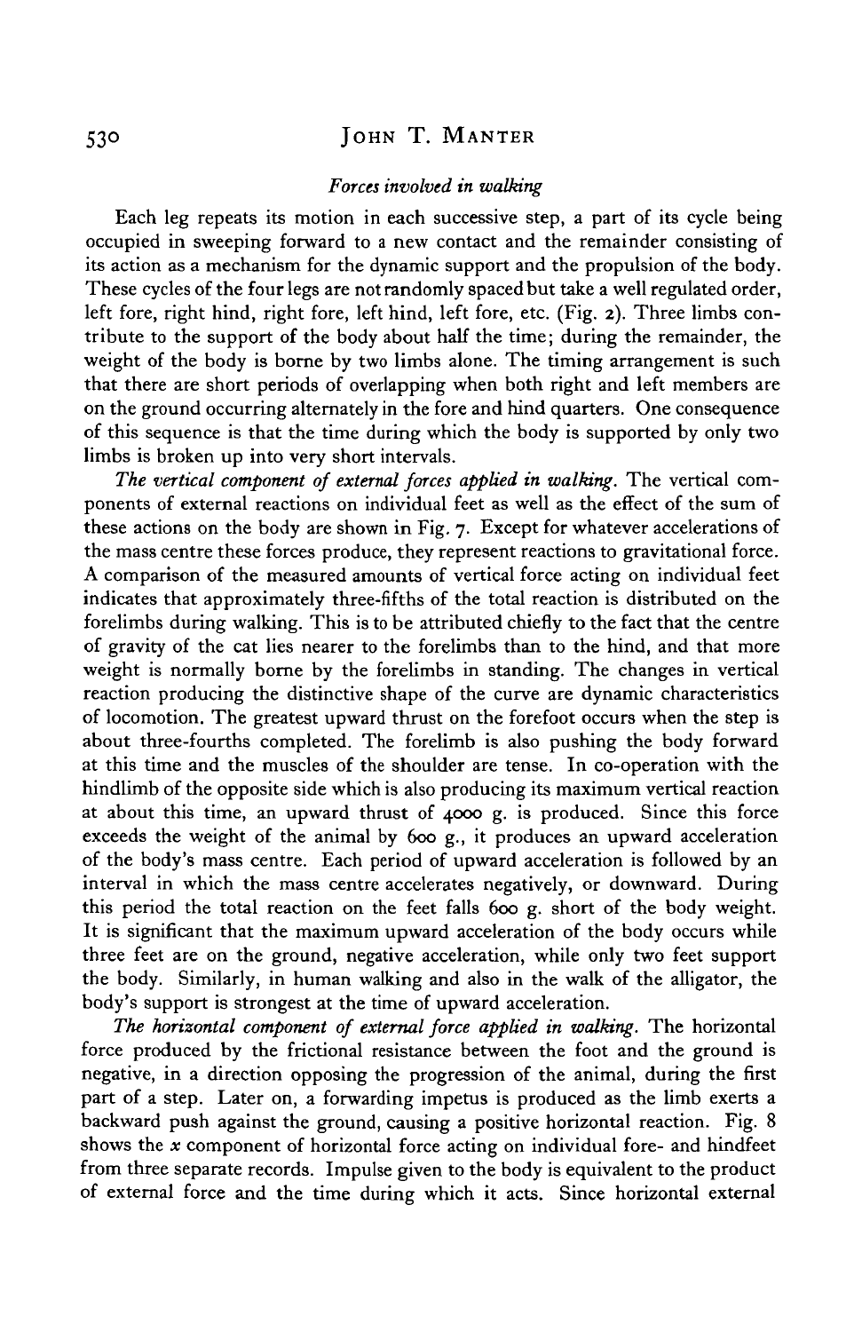### *Forces involved in walking*

Each leg repeats its motion in each successive step, a part of its cycle being occupied in sweeping forward to a new contact and the remainder consisting of its action as a mechanism for the dynamic support and the propulsion of the body. These cycles of the four legs are not randomly spaced but take a well regulated order, left fore, right hind, right fore, left hind, left fore, etc. (Fig. 2). Three limbs contribute to the support of the body about half the time; during the remainder, the weight of the body is borne by two limbs alone. The timing arrangement is such that there are short periods of overlapping when both right and left members are on the ground occurring alternately in the fore and hind quarters. One consequence of this sequence is that the time during which the body is supported by only two limbs is broken up into very short intervals.

*The vertical component of external forces applied in walking.* The vertical components of external reactions on individual feet as well as the effect of the sum of these actions on the body are shown in Fig. 7. Except for whatever accelerations of the mass centre these forces produce, they represent reactions to gravitational force. A comparison of the measured amounts of vertical force acting on individual feet indicates that approximately three-fifths of the total reaction is distributed on the forelimbs during walking. This is to be attributed chiefly to the fact that the centre of gravity of the cat lies nearer to the forelimbs than to the hind, and that more weight is normally borne by the forelimbs in standing. The changes in vertical reaction producing the distinctive shape of the curve are dynamic characteristics of locomotion. The greatest upward thrust on the forefoot occurs when the step is about three-fourths completed. The forelimb is also pushing the body forward at this time and the muscles of the shoulder are tense. In co-operation with the hindlimb of the opposite side which is also producing its maximum vertical reaction at about this time, an upward thrust of 4000 g. is produced. Since this force exceeds the weight of the animal by 600 g., it produces an upward acceleration of the body's mass centre. Each period of upward acceleration is followed by an interval in which the mass centre accelerates negatively, or downward. During this period the total reaction on the feet falls 600 g. short of the body weight. It is significant that the maximum upward acceleration of the body occurs while three feet are on the ground, negative acceleration, while only two feet support the body. Similarly, in human walking and also in the walk of the alligator, the body's support is strongest at the time of upward acceleration.

*The horizontal component of external force applied in walking.* The horizontal force produced by the frictional resistance between the foot and the ground is negative, in a direction opposing the progression of the animal, during the first part of a step. Later on, a forwarding impetus is produced as the limb exerts a backward push against the ground, causing a positive horizontal reaction. Fig. 8 shows the $x$ component of horizontal force acting on individual fore- and hindfeet from three separate records. Impulse given to the body is equivalent to the product of external force and the time during which it acts. Since horizontal external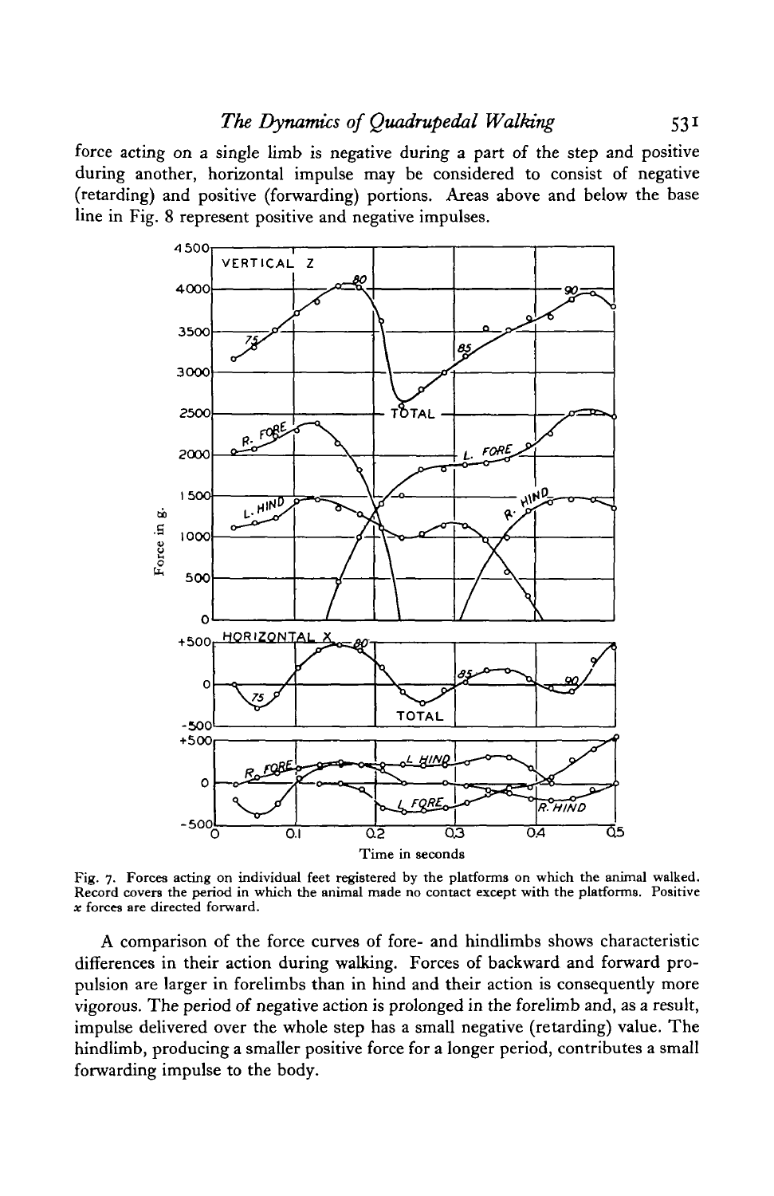force acting on a single limb is negative during a part of the step and positive during another, horizontal impulse may be considered to consist of negative (retarding) and positive (forwarding) portions. Areas above and below the base line in Fig. 8 represent positive and negative impulses.

Fig. 7. Forces acting on individual feet registered by the platforms on which the animal walked. Record covers the period in which the animal made no contact except with the platforms. Positive $x$ forces are directed forward.

A comparison of the force curves of fore- and hindlimbs shows characteristic differences in their action during walking. Forces of backward and forward propulsion are larger in forelimbs than in hind and their action is consequently more vigorous. The period of negative action is prolonged in the forelimb and, as a result, impulse delivered over the whole step has a small negative (retarding) value. The hindlimb, producing a smaller positive force for a longer period, contributes a small forwarding impulse to the body.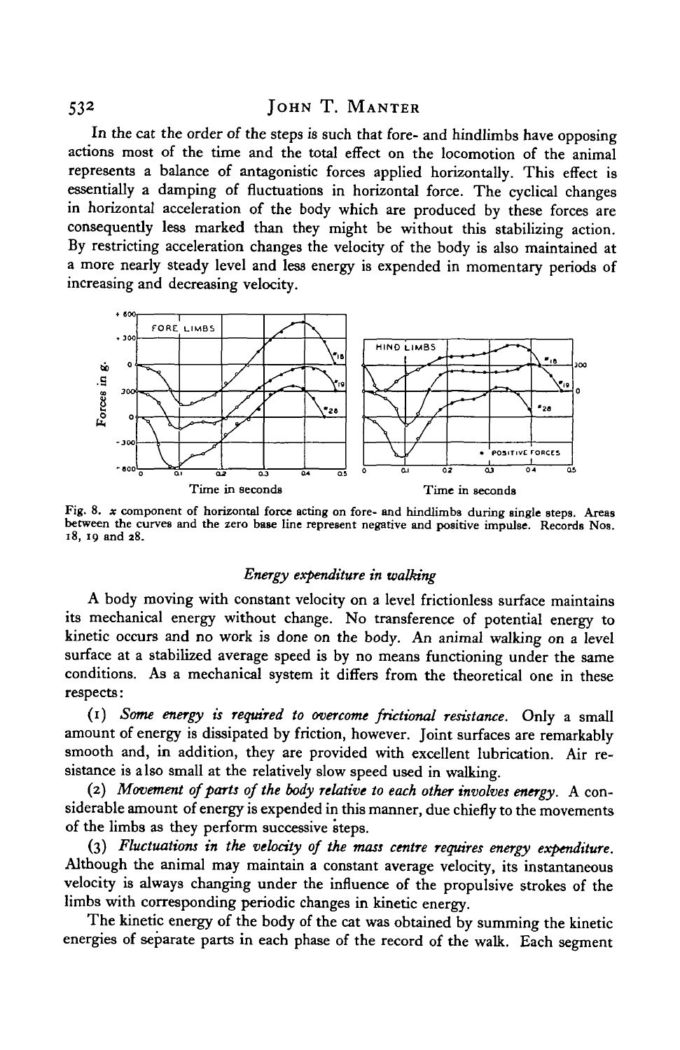In the cat the order of the steps is such that fore- and hindlimbs have opposing actions most of the time and the total effect on the locomotion of the animal represents a balance of antagonistic forces applied horizontally. This effect is essentially a damping of fluctuations in horizontal force. The cyclical changes in horizontal acceleration of the body which are produced by these forces are consequently less marked than they might be without this stabilizing action. By restricting acceleration changes the velocity of the body is also maintained at a more nearly steady level and less energy is expended in momentary periods of increasing and decreasing velocity.

Fig. 8. $x$ component of horizontal force acting on fore- and hindlimbs during single steps. Areas between the curves and the zero base line represent negative and positive impulse. Records Nos. 18, 19 and 28.

### *Energy expenditure in walking*

A body moving with constant velocity on a level frictionless surface maintains its mechanical energy without change. No transference of potential energy to kinetic occurs and no work is done on the body. An animal walking on a level surface at a stabilized average speed is by no means functioning under the same conditions. As a mechanical system it differs from the theoretical one in these respects:

(1) *Some energy is required to overcome frictional resistance.* Only a small amount of energy is dissipated by friction, however. Joint surfaces are remarkably smooth and, in addition, they are provided with excellent lubrication. Air resistance is also small at the relatively slow speed used in walking.

(2) *Movement of parts of the body relative to each other involves energy.* A considerable amount of energy is expended in this manner, due chiefly to the movements of the limbs as they perform successive steps.

(3) *Fluctuations in the velocity of the mass centre requires energy expenditure.* Although the animal may maintain a constant average velocity, its instantaneous velocity is always changing under the influence of the propulsive strokes of the limbs with corresponding periodic changes in kinetic energy.

The kinetic energy of the body of the cat was obtained by summing the kinetic energies of separate parts in each phase of the record of the walk. Each segment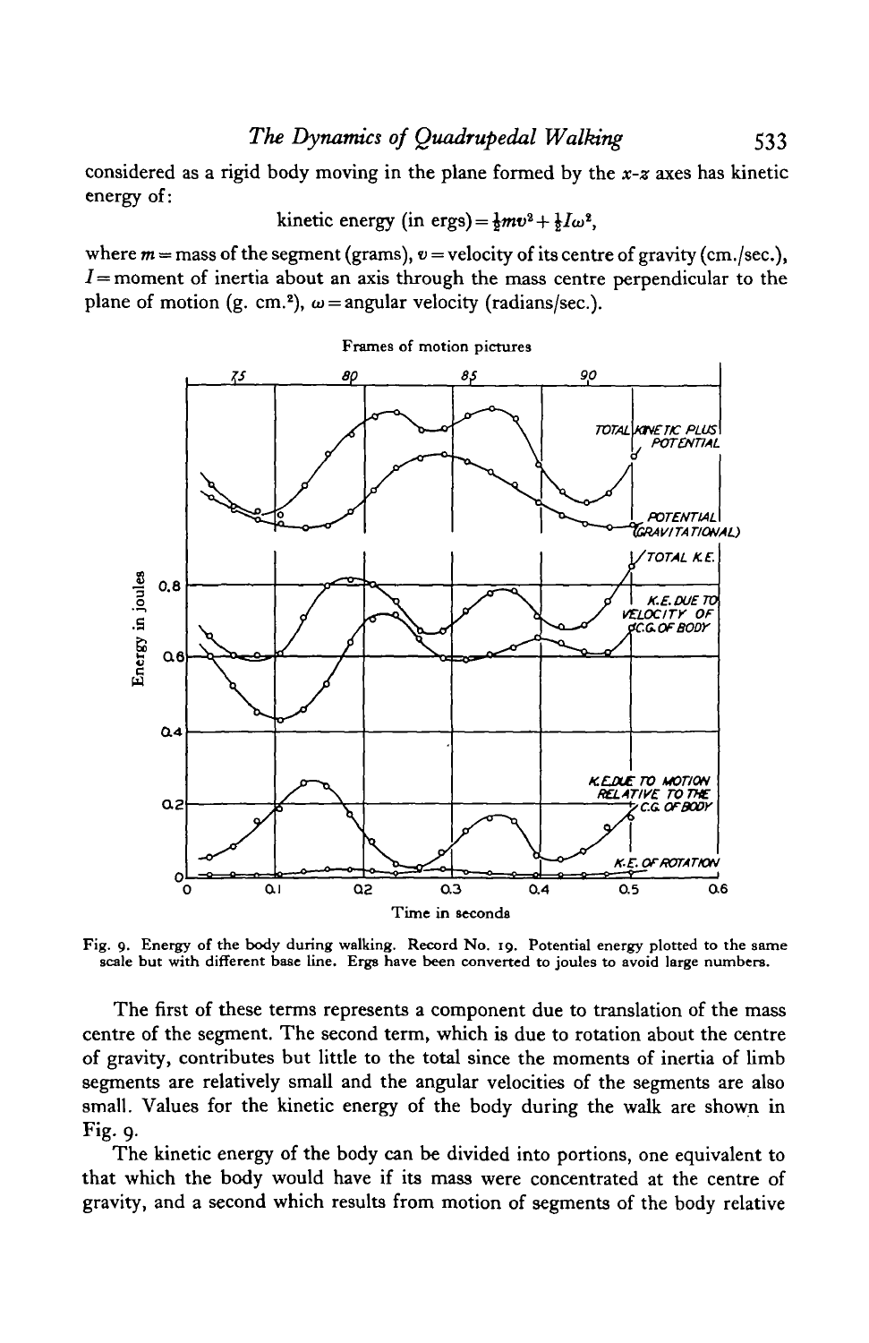considered as a rigid body moving in the plane formed by the $x$-$z$ axes has kinetic energy of:

$$\text{kinetic energy (in ergs)} = \tfrac{1}{2}mv^2 + \tfrac{1}{2}I\omega^2,$$

where $m$ = mass of the segment (grams), $v$ = velocity of its centre of gravity (cm./sec.), $I$ = moment of inertia about an axis through the mass centre perpendicular to the plane of motion (g. cm.$^2$), $\omega$ = angular velocity (radians/sec.).

Fig. 9. Energy of the body during walking. Record No. 19. Potential energy plotted to the same scale but with different base line. Ergs have been converted to joules to avoid large numbers.

The first of these terms represents a component due to translation of the mass centre of the segment. The second term, which is due to rotation about the centre of gravity, contributes but little to the total since the moments of inertia of limb segments are relatively small and the angular velocities of the segments are also small. Values for the kinetic energy of the body during the walk are shown in Fig. 9.

The kinetic energy of the body can be divided into portions, one equivalent to that which the body would have if its mass were concentrated at the centre of gravity, and a second which results from motion of segments of the body relative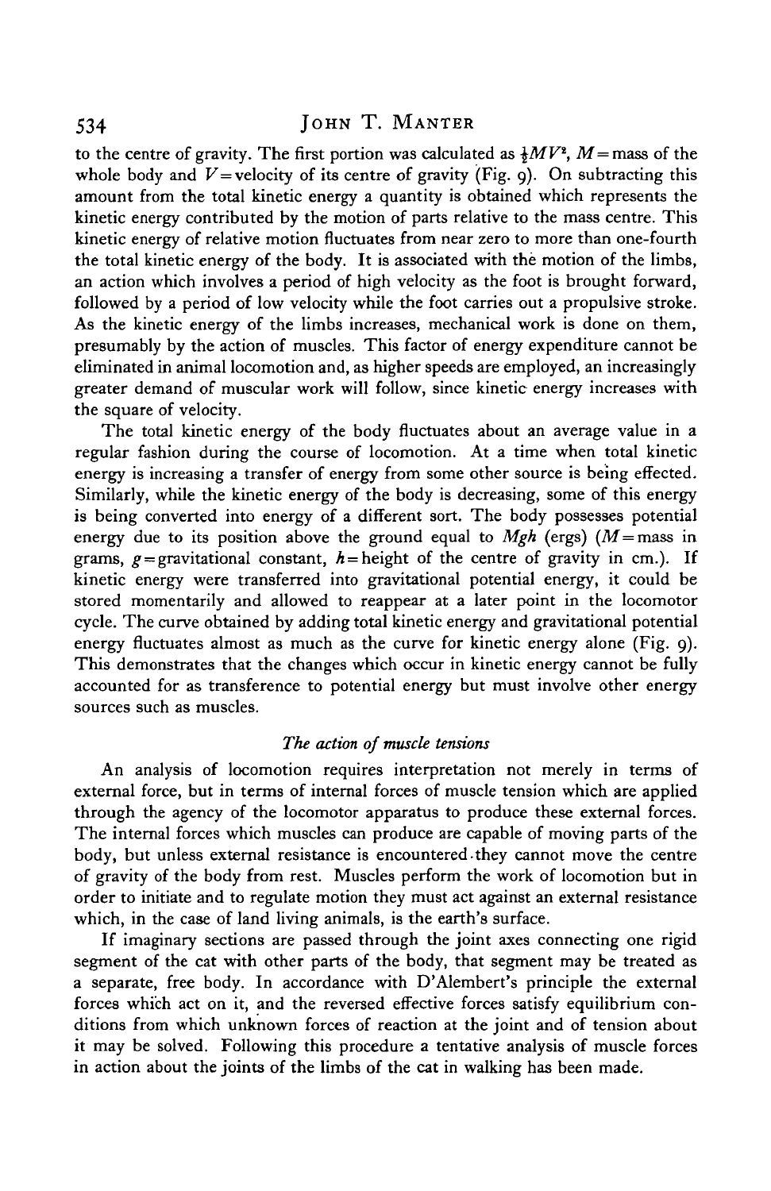to the centre of gravity. The first portion was calculated as $\frac{1}{2}MV^2$, $M$ = mass of the whole body and $V$ = velocity of its centre of gravity (Fig. 9). On subtracting this amount from the total kinetic energy a quantity is obtained which represents the kinetic energy contributed by the motion of parts relative to the mass centre. This kinetic energy of relative motion fluctuates from near zero to more than one-fourth the total kinetic energy of the body. It is associated with the motion of the limbs, an action which involves a period of high velocity as the foot is brought forward, followed by a period of low velocity while the foot carries out a propulsive stroke. As the kinetic energy of the limbs increases, mechanical work is done on them, presumably by the action of muscles. This factor of energy expenditure cannot be eliminated in animal locomotion and, as higher speeds are employed, an increasingly greater demand of muscular work will follow, since kinetic energy increases with the square of velocity.

The total kinetic energy of the body fluctuates about an average value in a regular fashion during the course of locomotion. At a time when total kinetic energy is increasing a transfer of energy from some other source is being effected. Similarly, while the kinetic energy of the body is decreasing, some of this energy is being converted into energy of a different sort. The body possesses potential energy due to its position above the ground equal to $Mgh$ (ergs) ($M$ = mass in grams, $g$ = gravitational constant, $h$ = height of the centre of gravity in cm.). If kinetic energy were transferred into gravitational potential energy, it could be stored momentarily and allowed to reappear at a later point in the locomotor cycle. The curve obtained by adding total kinetic energy and gravitational potential energy fluctuates almost as much as the curve for kinetic energy alone (Fig. 9). This demonstrates that the changes which occur in kinetic energy cannot be fully accounted for as transference to potential energy but must involve other energy sources such as muscles.

### *The action of muscle tensions*

An analysis of locomotion requires interpretation not merely in terms of external force, but in terms of internal forces of muscle tension which are applied through the agency of the locomotor apparatus to produce these external forces. The internal forces which muscles can produce are capable of moving parts of the body, but unless external resistance is encountered they cannot move the centre of gravity of the body from rest. Muscles perform the work of locomotion but in order to initiate and to regulate motion they must act against an external resistance which, in the case of land living animals, is the earth's surface.

If imaginary sections are passed through the joint axes connecting one rigid segment of the cat with other parts of the body, that segment may be treated as a separate, free body. In accordance with D'Alembert's principle the external forces which act on it, and the reversed effective forces satisfy equilibrium conditions from which unknown forces of reaction at the joint and of tension about it may be solved. Following this procedure a tentative analysis of muscle forces in action about the joints of the limbs of the cat in walking has been made.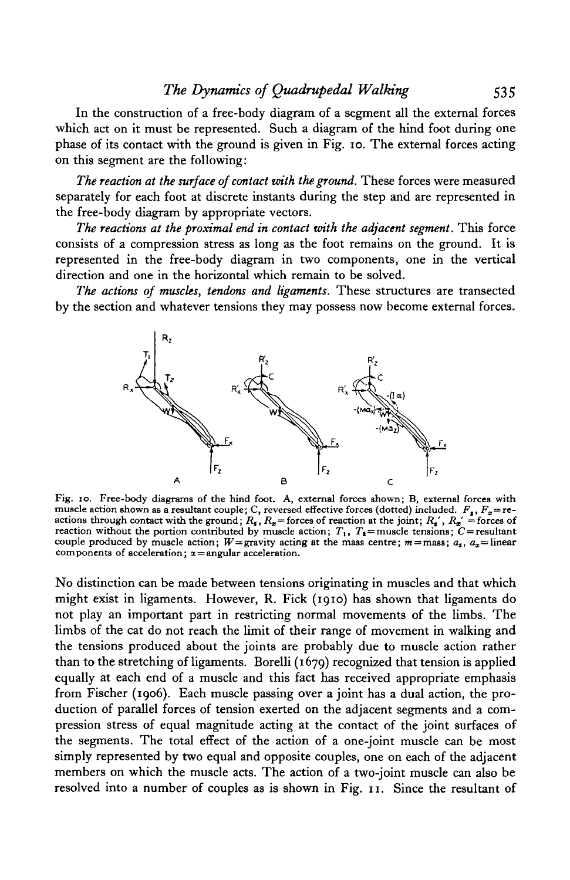In the construction of a free-body diagram of a segment all the external forces which act on it must be represented. Such a diagram of the hind foot during one phase of its contact with the ground is given in Fig. 10. The external forces acting on this segment are the following:

*The reaction at the surface of contact with the ground.* These forces were measured separately for each foot at discrete instants during the step and are represented in the free-body diagram by appropriate vectors.

*The reactions at the proximal end in contact with the adjacent segment.* This force consists of a compression stress as long as the foot remains on the ground. It is represented in the free-body diagram in two components, one in the vertical direction and one in the horizontal which remain to be solved.

*The actions of muscles, tendons and ligaments.* These structures are transected by the section and whatever tensions they may possess now become external forces.

Fig. 10. Free-body diagrams of the hind foot. A, external forces shown; B, external forces with muscle action shown as a resultant couple; C, reversed effective forces (dotted) included. $F_z$, $F_x$ = reactions through contact with the ground; $R_z$, $R_x$ = forces of reaction at the joint; $R_z'$, $R_x'$ = forces of reaction without the portion contributed by muscle action; $T_1$, $T_2$ = muscle tensions; $C$ = resultant couple produced by muscle action; $W$ = gravity acting at the mass centre; $m$ = mass; $a_z$, $a_x$ = linear components of acceleration; $\alpha$ = angular acceleration.

No distinction can be made between tensions originating in muscles and that which might exist in ligaments. However, R. Fick (1910) has shown that ligaments do not play an important part in restricting normal movements of the limbs. The limbs of the cat do not reach the limit of their range of movement in walking and the tensions produced about the joints are probably due to muscle action rather than to the stretching of ligaments. Borelli (1679) recognized that tension is applied equally at each end of a muscle and this fact has received appropriate emphasis from Fischer (1906). Each muscle passing over a joint has a dual action, the production of parallel forces of tension exerted on the adjacent segments and a compression stress of equal magnitude acting at the contact of the joint surfaces of the segments. The total effect of the action of a one-joint muscle can be most simply represented by two equal and opposite couples, one on each of the adjacent members on which the muscle acts. The action of a two-joint muscle can also be resolved into a number of couples as is shown in Fig. 11. Since the resultant of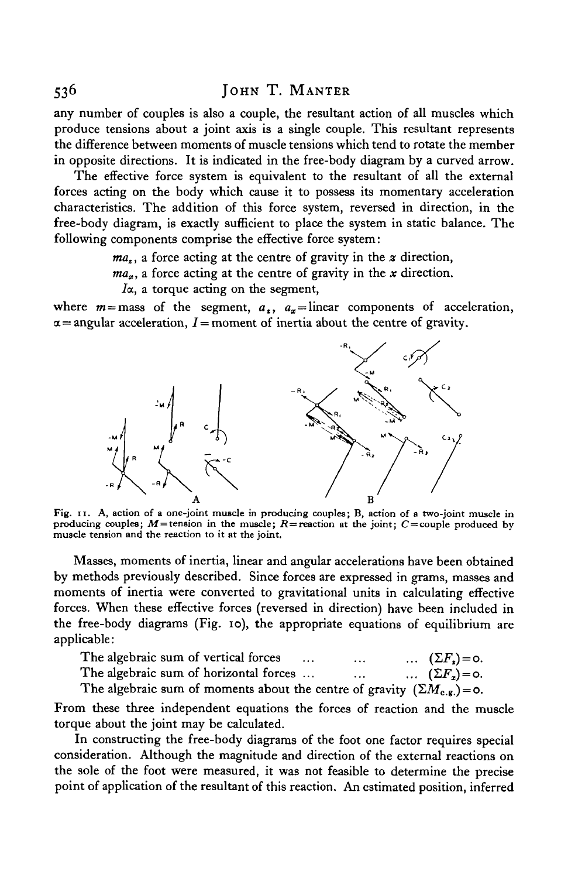any number of couples is also a couple, the resultant action of all muscles which produce tensions about a joint axis is a single couple. This resultant represents the difference between moments of muscle tensions which tend to rotate the member in opposite directions. It is indicated in the free-body diagram by a curved arrow.

The effective force system is equivalent to the resultant of all the external forces acting on the body which cause it to possess its momentary acceleration characteristics. The addition of this force system, reversed in direction, in the free-body diagram, is exactly sufficient to place the system in static balance. The following components comprise the effective force system:

$ma_z$, a force acting at the centre of gravity in the $z$ direction,

$ma_x$, a force acting at the centre of gravity in the $x$ direction.

$I\alpha$, a torque acting on the segment,

where $m$ = mass of the segment, $a_z$, $a_x$ = linear components of acceleration, $\alpha$ = angular acceleration, $I$ = moment of inertia about the centre of gravity.

Fig. 11. A, action of a one-joint muscle in producing couples; B, action of a two-joint muscle in producing couples; $M$ = tension in the muscle; $R$ = reaction at the joint; $C$ = couple produced by muscle tension and the reaction to it at the joint.

Masses, moments of inertia, linear and angular accelerations have been obtained by methods previously described. Since forces are expressed in grams, masses and moments of inertia were converted to gravitational units in calculating effective forces. When these effective forces (reversed in direction) have been included in the free-body diagrams (Fig. 10), the appropriate equations of equilibrium are applicable:

The algebraic sum of vertical forces ... ... ... $(\Sigma F_z) = 0$.

The algebraic sum of horizontal forces ... ... ... $(\Sigma F_x) = 0$.

The algebraic sum of moments about the centre of gravity $(\Sigma M_{c.g.}) = 0$.

From these three independent equations the forces of reaction and the muscle torque about the joint may be calculated.

In constructing the free-body diagrams of the foot one factor requires special consideration. Although the magnitude and direction of the external reactions on the sole of the foot were measured, it was not feasible to determine the precise point of application of the resultant of this reaction. An estimated position, inferred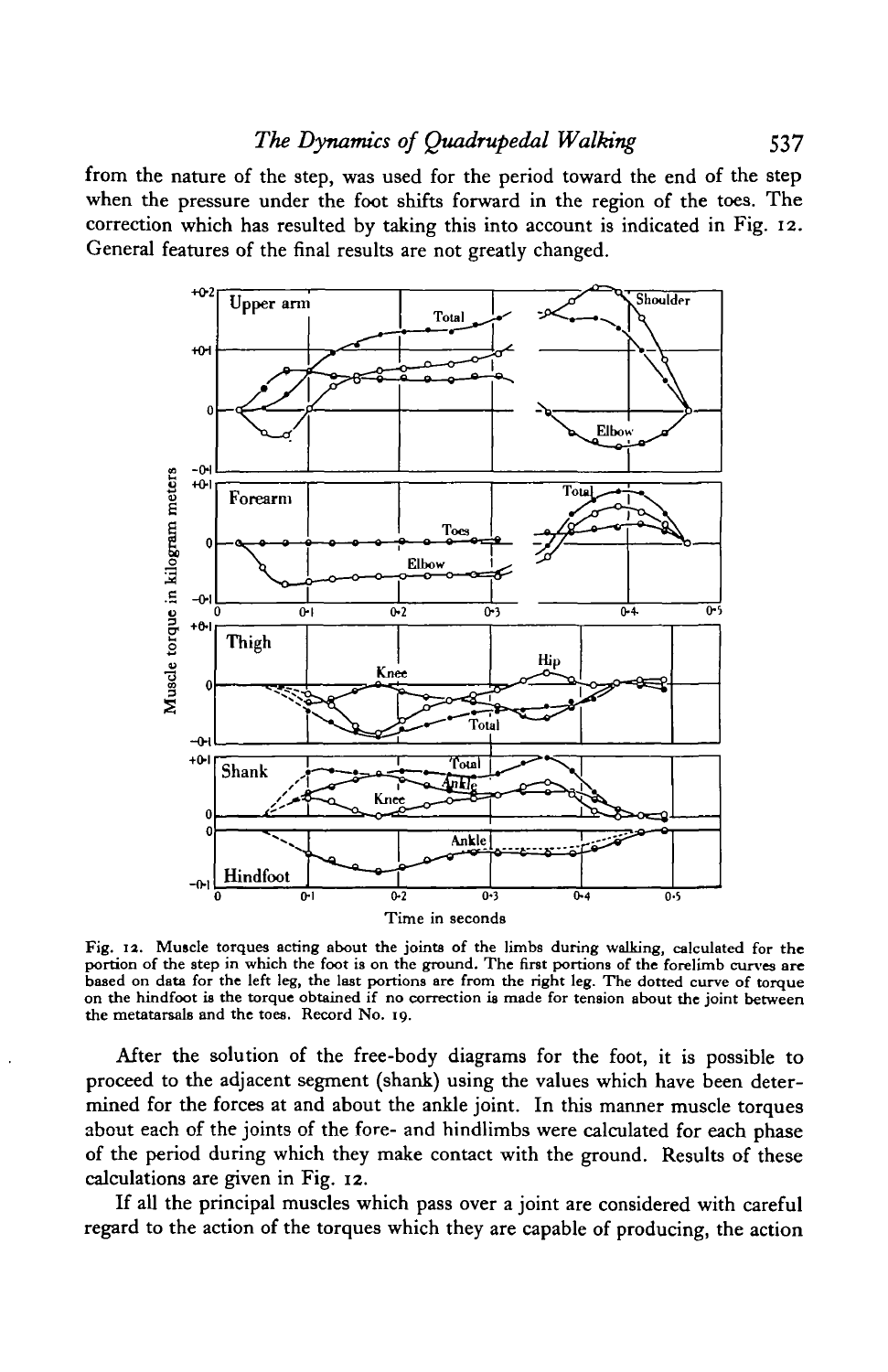from the nature of the step, was used for the period toward the end of the step when the pressure under the foot shifts forward in the region of the toes. The correction which has resulted by taking this into account is indicated in Fig. 12. General features of the final results are not greatly changed.

Fig. 12. Muscle torques acting about the joints of the limbs during walking, calculated for the portion of the step in which the foot is on the ground. The first portions of the forelimb curves are based on data for the left leg, the last portions are from the right leg. The dotted curve of torque on the hindfoot is the torque obtained if no correction is made for tension about the joint between the metatarsals and the toes. Record No. 19.

After the solution of the free-body diagrams for the foot, it is possible to proceed to the adjacent segment (shank) using the values which have been determined for the forces at and about the ankle joint. In this manner muscle torques about each of the joints of the fore- and hindlimbs were calculated for each phase of the period during which they make contact with the ground. Results of these calculations are given in Fig. 12.

If all the principal muscles which pass over a joint are considered with careful regard to the action of the torques which they are capable of producing, the action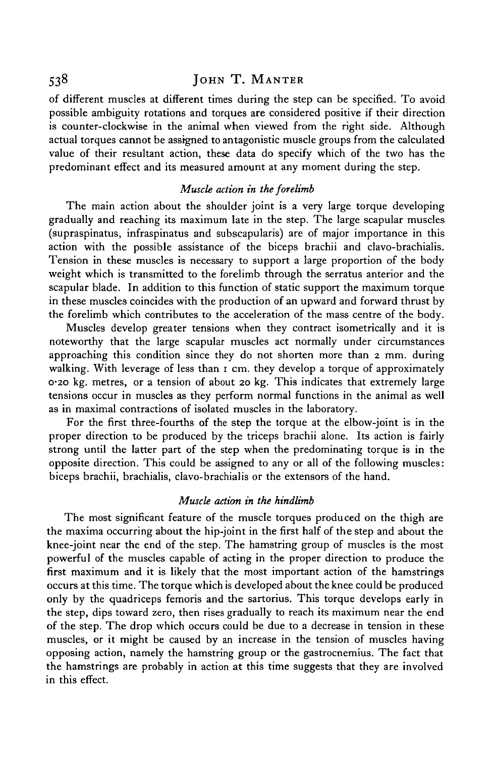of different muscles at different times during the step can be specified. To avoid possible ambiguity rotations and torques are considered positive if their direction is counter-clockwise in the animal when viewed from the right side. Although actual torques cannot be assigned to antagonistic muscle groups from the calculated value of their resultant action, these data do specify which of the two has the predominant effect and its measured amount at any moment during the step.

### *Muscle action in the forelimb*

The main action about the shoulder joint is a very large torque developing gradually and reaching its maximum late in the step. The large scapular muscles (supraspinatus, infraspinatus and subscapularis) are of major importance in this action with the possible assistance of the biceps brachii and clavo-brachialis. Tension in these muscles is necessary to support a large proportion of the body weight which is transmitted to the forelimb through the serratus anterior and the scapular blade. In addition to this function of static support the maximum torque in these muscles coincides with the production of an upward and forward thrust by the forelimb which contributes to the acceleration of the mass centre of the body.

Muscles develop greater tensions when they contract isometrically and it is noteworthy that the large scapular muscles act normally under circumstances approaching this condition since they do not shorten more than 2 mm. during walking. With leverage of less than 1 cm. they develop a torque of approximately 0·20 kg. metres, or a tension of about 20 kg. This indicates that extremely large tensions occur in muscles as they perform normal functions in the animal as well as in maximal contractions of isolated muscles in the laboratory.

For the first three-fourths of the step the torque at the elbow-joint is in the proper direction to be produced by the triceps brachii alone. Its action is fairly strong until the latter part of the step when the predominating torque is in the opposite direction. This could be assigned to any or all of the following muscles: biceps brachii, brachialis, clavo-brachialis or the extensors of the hand.

### *Muscle action in the hindlimb*

The most significant feature of the muscle torques produced on the thigh are the maxima occurring about the hip-joint in the first half of the step and about the knee-joint near the end of the step. The hamstring group of muscles is the most powerful of the muscles capable of acting in the proper direction to produce the first maximum and it is likely that the most important action of the hamstrings occurs at this time. The torque which is developed about the knee could be produced only by the quadriceps femoris and the sartorius. This torque develops early in the step, dips toward zero, then rises gradually to reach its maximum near the end of the step. The drop which occurs could be due to a decrease in tension in these muscles, or it might be caused by an increase in the tension of muscles having opposing action, namely the hamstring group or the gastrocnemius. The fact that the hamstrings are probably in action at this time suggests that they are involved in this effect.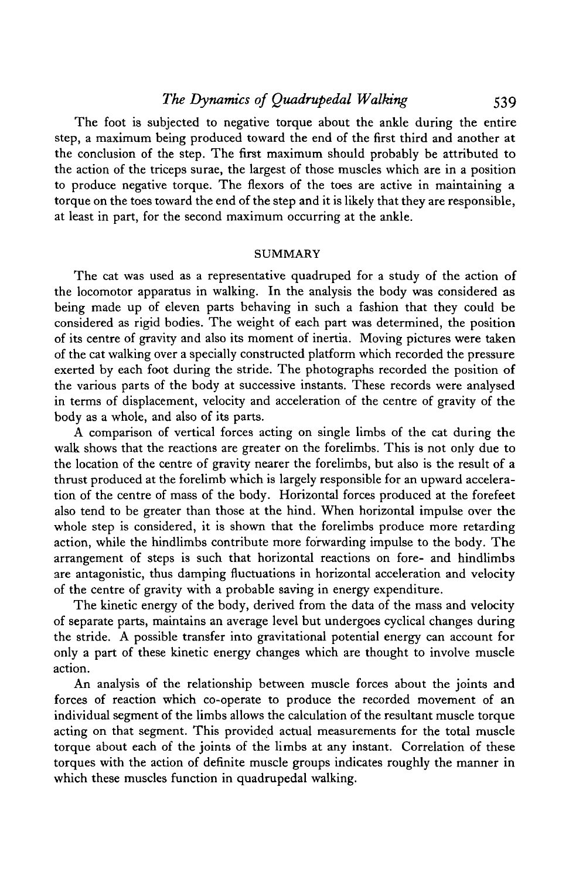The foot is subjected to negative torque about the ankle during the entire step, a maximum being produced toward the end of the first third and another at the conclusion of the step. The first maximum should probably be attributed to the action of the triceps surae, the largest of those muscles which are in a position to produce negative torque. The flexors of the toes are active in maintaining a torque on the toes toward the end of the step and it is likely that they are responsible, at least in part, for the second maximum occurring at the ankle.

## SUMMARY

The cat was used as a representative quadruped for a study of the action of the locomotor apparatus in walking. In the analysis the body was considered as being made up of eleven parts behaving in such a fashion that they could be considered as rigid bodies. The weight of each part was determined, the position of its centre of gravity and also its moment of inertia. Moving pictures were taken of the cat walking over a specially constructed platform which recorded the pressure exerted by each foot during the stride. The photographs recorded the position of the various parts of the body at successive instants. These records were analysed in terms of displacement, velocity and acceleration of the centre of gravity of the body as a whole, and also of its parts.

A comparison of vertical forces acting on single limbs of the cat during the walk shows that the reactions are greater on the forelimbs. This is not only due to the location of the centre of gravity nearer the forelimbs, but also is the result of a thrust produced at the forelimb which is largely responsible for an upward acceleration of the centre of mass of the body. Horizontal forces produced at the forefeet also tend to be greater than those at the hind. When horizontal impulse over the whole step is considered, it is shown that the forelimbs produce more retarding action, while the hindlimbs contribute more forwarding impulse to the body. The arrangement of steps is such that horizontal reactions on fore- and hindlimbs are antagonistic, thus damping fluctuations in horizontal acceleration and velocity of the centre of gravity with a probable saving in energy expenditure.

The kinetic energy of the body, derived from the data of the mass and velocity of separate parts, maintains an average level but undergoes cyclical changes during the stride. A possible transfer into gravitational potential energy can account for only a part of these kinetic energy changes which are thought to involve muscle action.

An analysis of the relationship between muscle forces about the joints and forces of reaction which co-operate to produce the recorded movement of an individual segment of the limbs allows the calculation of the resultant muscle torque acting on that segment. This provided actual measurements for the total muscle torque about each of the joints of the limbs at any instant. Correlation of these torques with the action of definite muscle groups indicates roughly the manner in which these muscles function in quadrupedal walking.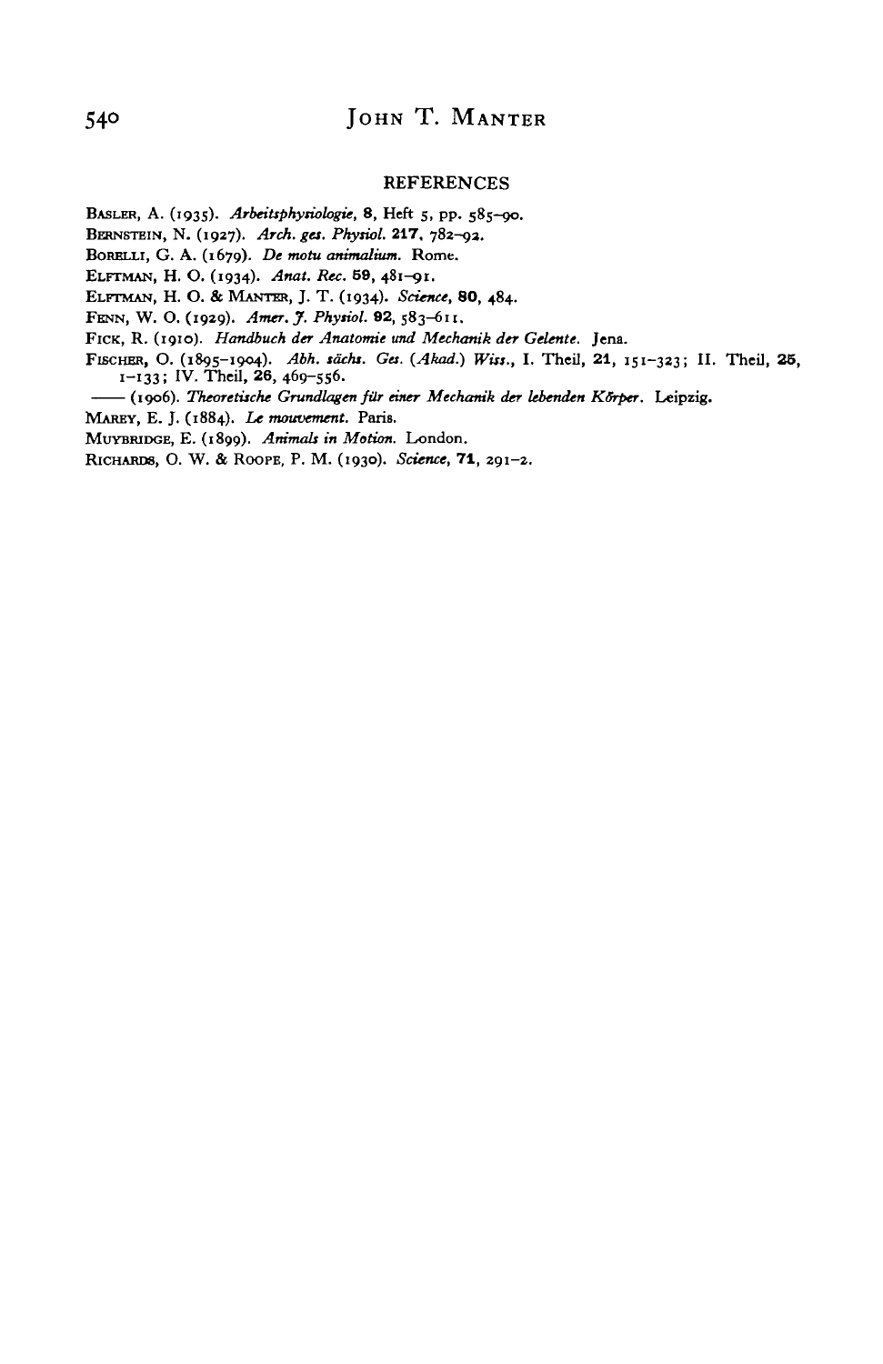## REFERENCES

BASLER, A. (1935). *Arbeitsphysiologie*, **8**, Heft 5, pp. 585–90.

BERNSTEIN, N. (1927). *Arch. ges. Physiol.* **217**, 782–92.

BORELLI, G. A. (1679). *De motu animalium*. Rome.

ELFTMAN, H. O. (1934). *Anat. Rec.* **59**, 481–91.

ELFTMAN, H. O. & MANTER, J. T. (1934). *Science*, **80**, 484.

FENN, W. O. (1929). *Amer. J. Physiol.* **92**, 583–611.

FICK, R. (1910). *Handbuch der Anatomie und Mechanik der Gelente*. Jena.

FISCHER, O. (1895–1904). *Abh. sächs. Ges. (Akad.) Wiss.*, I. Theil, **21**, 151–323; II. Theil, **25**, 1–133; IV. Theil, **26**, 469–556.

—— (1906). *Theoretische Grundlagen für einer Mechanik der lebenden Körper*. Leipzig.

MAREY, E. J. (1884). *Le mouvement*. Paris.

MUYBRIDGE, E. (1899). *Animals in Motion*. London.

RICHARDS, O. W. & ROOPE, P. M. (1930). *Science*, **71**, 291–2.